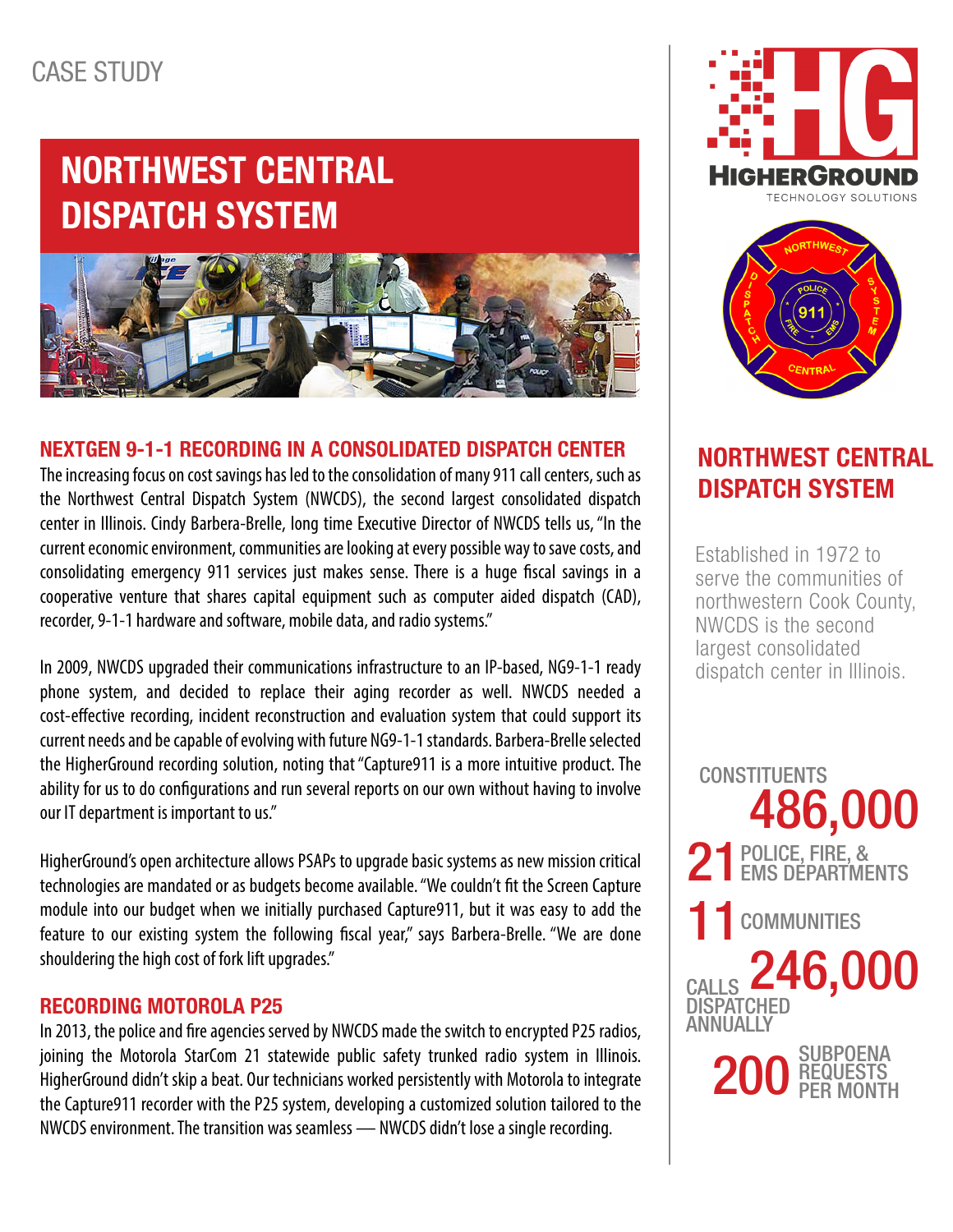CASE STUDY

# NORTHWEST CENTRAL DISPATCH SYSTEM

## NEXTGEN 9-1-1 RECORDING IN A CONSOLIDATED DISPATCH CENTER

The increasing focus on cost savings has led to the consolidation of many 911 call centers, such as the Northwest Central Dispatch System (NWCDS), the second largest consolidated dispatch center in Illinois. Cindy Barbera-Brelle, long time Executive Director of NWCDS tells us, "In the current economic environment, communities are looking at every possible way to save costs, and consolidating emergency 911 services just makes sense. There is a huge fiscal savings in a cooperative venture that shares capital equipment such as computer aided dispatch (CAD), recorder, 9-1-1 hardware and software, mobile data, and radio systems."

In 2009, NWCDS upgraded their communications infrastructure to an IP-based, NG9-1-1 ready phone system, and decided to replace their aging recorder as well. NWCDS needed a cost-effective recording, incident reconstruction and evaluation system that could support its current needs and be capable of evolving with future NG9-1-1 standards. Barbera-Brelle selected the HigherGround recording solution, noting that "Capture911 is a more intuitive product. The ability for us to do configurations and run several reports on our own without having to involve our IT department is important to us."

HigherGround's open architecture allows PSAPs to upgrade basic systems as new mission critical technologies are mandated or as budgets become available. "We couldn't fit the Screen Capture module into our budget when we initially purchased Capture911, but it was easy to add the feature to our existing system the following fiscal year," says Barbera-Brelle. "We are done shouldering the high cost of fork lift upgrades."

## RECORDING MOTOROLA P25

In 2013, the police and fire agencies served by NWCDS made the switch to encrypted P25 radios, joining the Motorola StarCom 21 statewide public safety trunked radio system in Illinois. HigherGround didn't skip a beat. Our technicians worked persistently with Motorola to integrate the Capture911 recorder with the P25 system, developing a customized solution tailored to the NWCDS environment. The transition was seamless — NWCDS didn't lose a single recording.

HIGHERGROUND
TECHNOLOGY SOLUTIONS

## NORTHWEST CENTRAL DISPATCH SYSTEM

Established in 1972 to serve the communities of northwestern Cook County, NWCDS is the second largest consolidated dispatch center in Illinois.

CONSTITUENTS **486,000**

**21** POLICE, FIRE, & EMS DEPARTMENTS

**11** COMMUNITIES

CALLS DISPATCHED ANNUALLY **246,000**

**200** SUBPOENA REQUESTS PER MONTH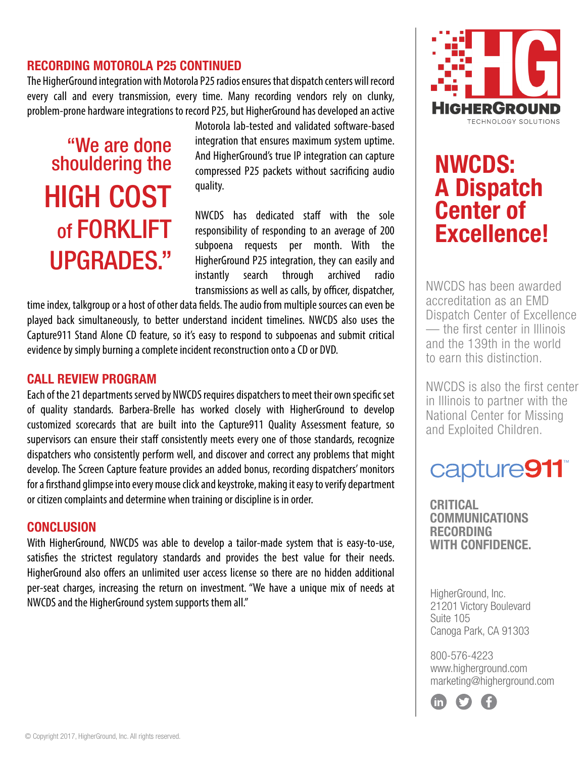## RECORDING MOTOROLA P25 CONTINUED

The HigherGround integration with Motorola P25 radios ensures that dispatch centers will record every call and every transmission, every time. Many recording vendors rely on clunky, problem-prone hardware integrations to record P25, but HigherGround has developed an active Motorola lab-tested and validated software-based integration that ensures maximum system uptime. And HigherGround's true IP integration can capture compressed P25 packets without sacrificing audio quality.

> "We are done shouldering the HIGH COST of FORKLIFT UPGRADES."

NWCDS has dedicated staff with the sole responsibility of responding to an average of 200 subpoena requests per month. With the HigherGround P25 integration, they can easily and instantly search through archived radio transmissions as well as calls, by officer, dispatcher, time index, talkgroup or a host of other data fields. The audio from multiple sources can even be played back simultaneously, to better understand incident timelines. NWCDS also uses the Capture911 Stand Alone CD feature, so it's easy to respond to subpoenas and submit critical evidence by simply burning a complete incident reconstruction onto a CD or DVD.

## CALL REVIEW PROGRAM

Each of the 21 departments served by NWCDS requires dispatchers to meet their own specific set of quality standards. Barbera-Brelle has worked closely with HigherGround to develop customized scorecards that are built into the Capture911 Quality Assessment feature, so supervisors can ensure their staff consistently meets every one of those standards, recognize dispatchers who consistently perform well, and discover and correct any problems that might develop. The Screen Capture feature provides an added bonus, recording dispatchers' monitors for a firsthand glimpse into every mouse click and keystroke, making it easy to verify department or citizen complaints and determine when training or discipline is in order.

## CONCLUSION

With HigherGround, NWCDS was able to develop a tailor-made system that is easy-to-use, satisfies the strictest regulatory standards and provides the best value for their needs. HigherGround also offers an unlimited user access license so there are no hidden additional per-seat charges, increasing the return on investment. "We have a unique mix of needs at NWCDS and the HigherGround system supports them all."

HIGHERGROUND
TECHNOLOGY SOLUTIONS

# NWCDS: A Dispatch Center of Excellence!

NWCDS has been awarded accreditation as an EMD Dispatch Center of Excellence — the first center in Illinois and the 139th in the world to earn this distinction.

NWCDS is also the first center in Illinois to partner with the National Center for Missing and Exploited Children.

capture911™

**CRITICAL COMMUNICATIONS RECORDING WITH CONFIDENCE.**

HigherGround, Inc.
21201 Victory Boulevard
Suite 105
Canoga Park, CA 91303

800-576-4223
www.higherground.com
marketing@higherground.com

© Copyright 2017, HigherGround, Inc. All rights reserved.